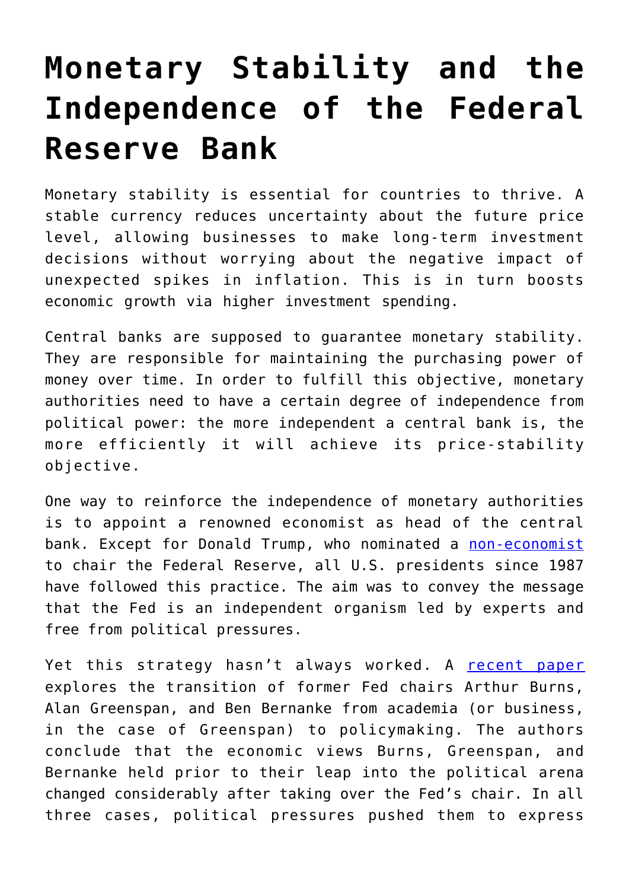# Monetary Stability and the Independence of the Federal Reserve Bank

Monetary stability is essential for countries to thrive. A stable currency reduces uncertainty about the future price level, allowing businesses to make long-term investment decisions without worrying about the negative impact of unexpected spikes in inflation. This is in turn boosts economic growth via higher investment spending.

Central banks are supposed to guarantee monetary stability. They are responsible for maintaining the purchasing power of money over time. In order to fulfill this objective, monetary authorities need to have a certain degree of independence from political power: the more independent a central bank is, the more efficiently it will achieve its price-stability objective.

One way to reinforce the independence of monetary authorities is to appoint a renowned economist as head of the central bank. Except for Donald Trump, who nominated a non-economist to chair the Federal Reserve, all U.S. presidents since 1987 have followed this practice. The aim was to convey the message that the Fed is an independent organism led by experts and free from political pressures.

Yet this strategy hasn't always worked. A recent paper explores the transition of former Fed chairs Arthur Burns, Alan Greenspan, and Ben Bernanke from academia (or business, in the case of Greenspan) to policymaking. The authors conclude that the economic views Burns, Greenspan, and Bernanke held prior to their leap into the political arena changed considerably after taking over the Fed's chair. In all three cases, political pressures pushed them to express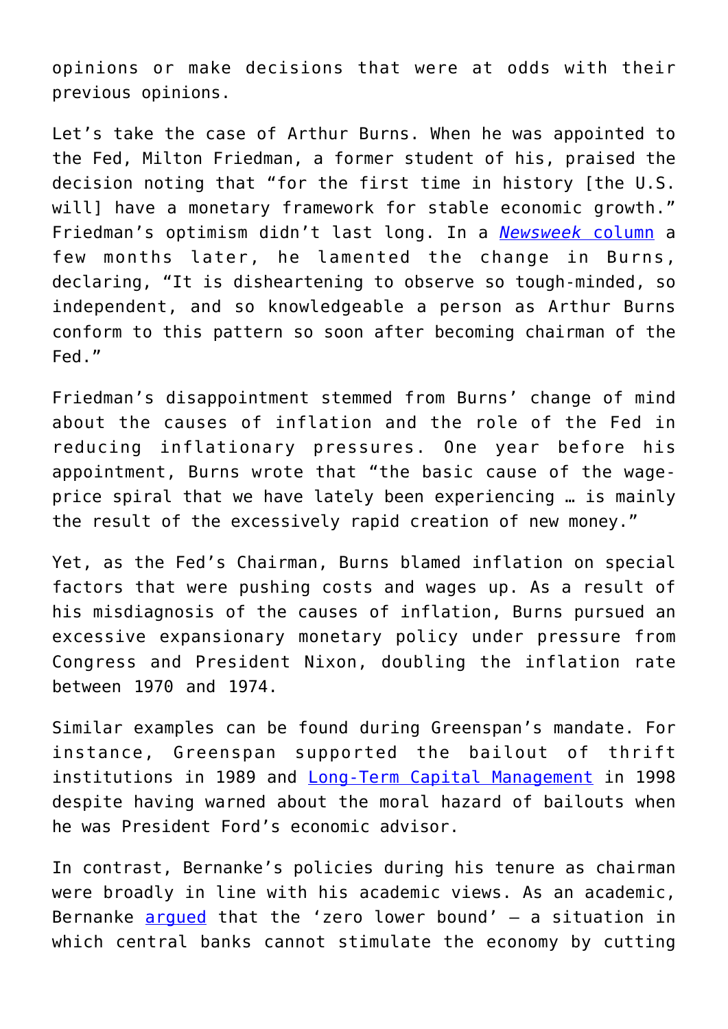opinions or make decisions that were at odds with their previous opinions.

Let's take the case of Arthur Burns. When he was appointed to the Fed, Milton Friedman, a former student of his, praised the decision noting that "for the first time in history [the U.S. will] have a monetary framework for stable economic growth." Friedman's optimism didn't last long. In a *Newsweek* column a few months later, he lamented the change in Burns, declaring, "It is disheartening to observe so tough-minded, so independent, and so knowledgeable a person as Arthur Burns conform to this pattern so soon after becoming chairman of the Fed."

Friedman's disappointment stemmed from Burns' change of mind about the causes of inflation and the role of the Fed in reducing inflationary pressures. One year before his appointment, Burns wrote that "the basic cause of the wage-price spiral that we have lately been experiencing … is mainly the result of the excessively rapid creation of new money."

Yet, as the Fed's Chairman, Burns blamed inflation on special factors that were pushing costs and wages up. As a result of his misdiagnosis of the causes of inflation, Burns pursued an excessive expansionary monetary policy under pressure from Congress and President Nixon, doubling the inflation rate between 1970 and 1974.

Similar examples can be found during Greenspan's mandate. For instance, Greenspan supported the bailout of thrift institutions in 1989 and Long-Term Capital Management in 1998 despite having warned about the moral hazard of bailouts when he was President Ford's economic advisor.

In contrast, Bernanke's policies during his tenure as chairman were broadly in line with his academic views. As an academic, Bernanke argued that the 'zero lower bound' – a situation in which central banks cannot stimulate the economy by cutting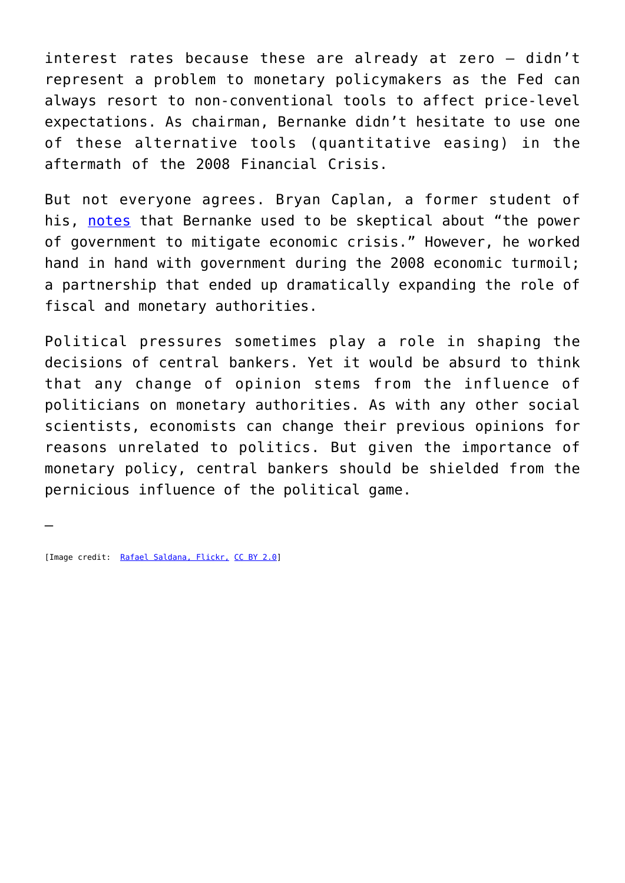interest rates because these are already at zero – didn't represent a problem to monetary policymakers as the Fed can always resort to non-conventional tools to affect price-level expectations. As chairman, Bernanke didn't hesitate to use one of these alternative tools (quantitative easing) in the aftermath of the 2008 Financial Crisis.

But not everyone agrees. Bryan Caplan, a former student of his, notes that Bernanke used to be skeptical about "the power of government to mitigate economic crisis." However, he worked hand in hand with government during the 2008 economic turmoil; a partnership that ended up dramatically expanding the role of fiscal and monetary authorities.

Political pressures sometimes play a role in shaping the decisions of central bankers. Yet it would be absurd to think that any change of opinion stems from the influence of politicians on monetary authorities. As with any other social scientists, economists can change their previous opinions for reasons unrelated to politics. But given the importance of monetary policy, central bankers should be shielded from the pernicious influence of the political game.

—

[Image credit: Rafael Saldana, Flickr, CC BY 2.0]